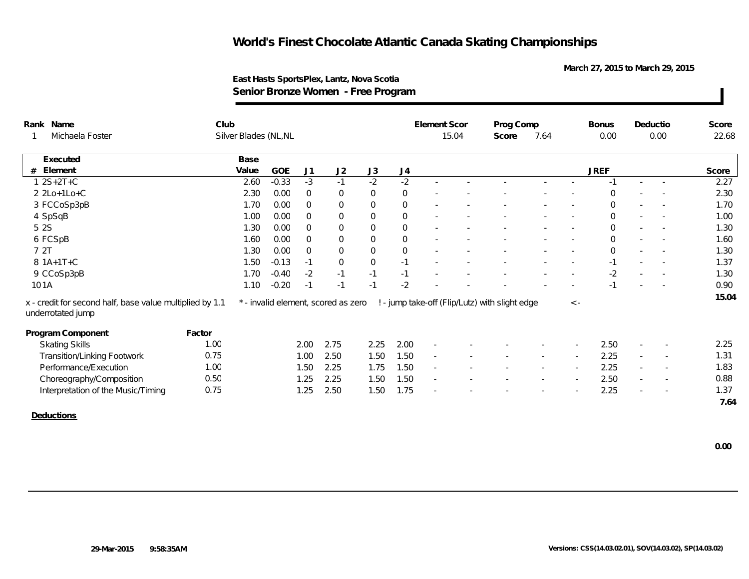# World's Finest Chocolate Atlantic Canada Skating Championships

**March 27, 2015 to March 29, 2015**

**East Hasts SportsPlex, Lantz, Nova Scotia**

**Senior Bronze Women - Free Program**

| Rank | Name | Club | Element Scor | Prog Comp Score | Bonus | Deductio | Score |
|---|---|---|---|---|---|---|---|
| 1 | Michaela Foster | Silver Blades (NL,NL | 15.04 | 7.64 | 0.00 | 0.00 | 22.68 |

| # | Executed Element | Base Value | GOE | J1 | J2 | J3 | J4 | | | | | | JREF | | | Score |
|---|---|---|---|---|---|---|---|---|---|---|---|---|---|---|---|---|
| 1 | 2S+2T+C | 2.60 | -0.33 | -3 | -1 | -2 | -2 | - | - | - | - | - | -1 | - | - | 2.27 |
| 2 | 2Lo+1Lo+C | 2.30 | 0.00 | 0 | 0 | 0 | 0 | - | - | - | - | - | 0 | - | - | 2.30 |
| 3 | FCCoSp3pB | 1.70 | 0.00 | 0 | 0 | 0 | 0 | - | - | - | - | - | 0 | - | - | 1.70 |
| 4 | SpSqB | 1.00 | 0.00 | 0 | 0 | 0 | 0 | - | - | - | - | - | 0 | - | - | 1.00 |
| 5 | 2S | 1.30 | 0.00 | 0 | 0 | 0 | 0 | - | - | - | - | - | 0 | - | - | 1.30 |
| 6 | FCSpB | 1.60 | 0.00 | 0 | 0 | 0 | 0 | - | - | - | - | - | 0 | - | - | 1.60 |
| 7 | 2T | 1.30 | 0.00 | 0 | 0 | 0 | 0 | - | - | - | - | - | 0 | - | - | 1.30 |
| 8 | 1A+1T+C | 1.50 | -0.13 | -1 | 0 | 0 | -1 | - | - | - | - | - | -1 | - | - | 1.37 |
| 9 | CCoSp3pB | 1.70 | -0.40 | -2 | -1 | -1 | -1 | - | - | - | - | - | -2 | - | - | 1.30 |
| 10 | 1A | 1.10 | -0.20 | -1 | -1 | -1 | -2 | - | - | - | - | - | -1 | - | - | 0.90 |
| | | | | | | | | | | | | | | | | 15.04 |

x - credit for second half, base value multiplied by 1.1 &nbsp;&nbsp; * - invalid element, scored as zero &nbsp;&nbsp; ! - jump take-off (Flip/Lutz) with slight edge &nbsp;&nbsp; < - underrotated jump

| Program Component | Factor | J1 | J2 | J3 | J4 | | | | | | JREF | | | Score |
|---|---|---|---|---|---|---|---|---|---|---|---|---|---|---|
| Skating Skills | 1.00 | 2.00 | 2.75 | 2.25 | 2.00 | - | - | - | - | - | 2.50 | - | - | 2.25 |
| Transition/Linking Footwork | 0.75 | 1.00 | 2.50 | 1.50 | 1.50 | - | - | - | - | - | 2.25 | - | - | 1.31 |
| Performance/Execution | 1.00 | 1.50 | 2.25 | 1.75 | 1.50 | - | - | - | - | - | 2.25 | - | - | 1.83 |
| Choreography/Composition | 0.50 | 1.25 | 2.25 | 1.50 | 1.50 | - | - | - | - | - | 2.50 | - | - | 0.88 |
| Interpretation of the Music/Timing | 0.75 | 1.25 | 2.50 | 1.50 | 1.75 | - | - | - | - | - | 2.25 | - | - | 1.37 |
| | | | | | | | | | | | | | | 7.64 |

**Deductions**

0.00

29-Mar-2015 9:58:35AM

Versions: CSS(14.03.02.01), SOV(14.03.02), SP(14.03.02)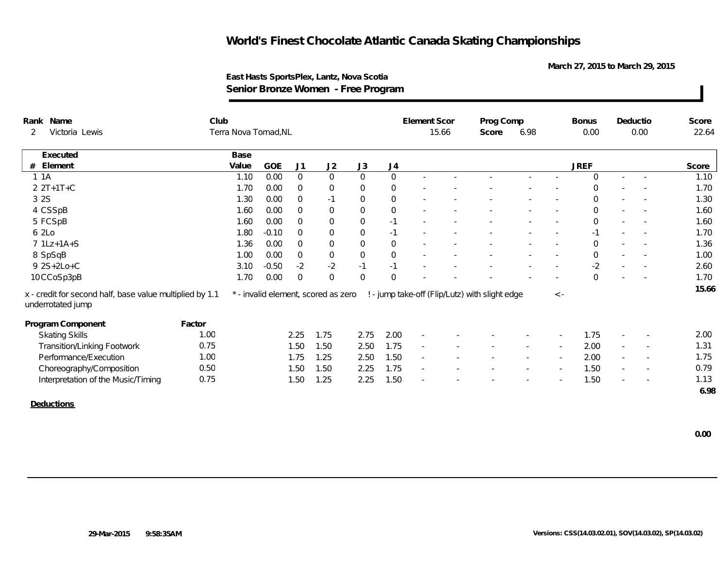# World's Finest Chocolate Atlantic Canada Skating Championships

March 27, 2015 to March 29, 2015

East Hasts SportsPlex, Lantz, Nova Scotia

**Senior Bronze Women - Free Program**

| Rank | Name | Club | Element Scor | Prog Comp Score | Bonus | Deductio | Score |
|---|---|---|---|---|---|---|---|
| 2 | Victoria Lewis | Terra Nova Tornad,NL | 15.66 | 6.98 | 0.00 | 0.00 | 22.64 |

| # | Executed Element | Base Value | GOE | J1 | J2 | J3 | J4 | | | | | | JREF | | | Score |
|---|---|---|---|---|---|---|---|---|---|---|---|---|---|---|---|---|
| 1 | 1A | 1.10 | 0.00 | 0 | 0 | 0 | 0 | - | - | - | - | - | 0 | - | - | 1.10 |
| 2 | 2T+1T+C | 1.70 | 0.00 | 0 | 0 | 0 | 0 | - | - | - | - | - | 0 | - | - | 1.70 |
| 3 | 2S | 1.30 | 0.00 | 0 | -1 | 0 | 0 | - | - | - | - | - | 0 | - | - | 1.30 |
| 4 | CSSpB | 1.60 | 0.00 | 0 | 0 | 0 | 0 | - | - | - | - | - | 0 | - | - | 1.60 |
| 5 | FCSpB | 1.60 | 0.00 | 0 | 0 | 0 | -1 | - | - | - | - | - | 0 | - | - | 1.60 |
| 6 | 2Lo | 1.80 | -0.10 | 0 | 0 | 0 | -1 | - | - | - | - | - | -1 | - | - | 1.70 |
| 7 | 1Lz+1A+S | 1.36 | 0.00 | 0 | 0 | 0 | 0 | - | - | - | - | - | 0 | - | - | 1.36 |
| 8 | SpSqB | 1.00 | 0.00 | 0 | 0 | 0 | 0 | - | - | - | - | - | 0 | - | - | 1.00 |
| 9 | 2S+2Lo+C | 3.10 | -0.50 | -2 | -2 | -1 | -1 | - | - | - | - | - | -2 | - | - | 2.60 |
| 10 | CCoSp3pB | 1.70 | 0.00 | 0 | 0 | 0 | 0 | - | - | - | - | - | 0 | - | - | 1.70 |
| | | | | | | | | | | | | | | | | 15.66 |

x - credit for second half, base value multiplied by 1.1 &nbsp;&nbsp; * - invalid element, scored as zero &nbsp;&nbsp; ! - jump take-off (Flip/Lutz) with slight edge &nbsp;&nbsp; <- underrotated jump

| Program Component | Factor | J1 | J2 | J3 | J4 | | | | | | JREF | | | Score |
|---|---|---|---|---|---|---|---|---|---|---|---|---|---|---|
| Skating Skills | 1.00 | 2.25 | 1.75 | 2.75 | 2.00 | - | - | - | - | - | 1.75 | - | - | 2.00 |
| Transition/Linking Footwork | 0.75 | 1.50 | 1.50 | 2.50 | 1.75 | - | - | - | - | - | 2.00 | - | - | 1.31 |
| Performance/Execution | 1.00 | 1.75 | 1.25 | 2.50 | 1.50 | - | - | - | - | - | 2.00 | - | - | 1.75 |
| Choreography/Composition | 0.50 | 1.50 | 1.50 | 2.25 | 1.75 | - | - | - | - | - | 1.50 | - | - | 0.79 |
| Interpretation of the Music/Timing | 0.75 | 1.50 | 1.25 | 2.25 | 1.50 | - | - | - | - | - | 1.50 | - | - | 1.13 |
| | | | | | | | | | | | | | | 6.98 |

**Deductions**

0.00

29-Mar-2015 9:58:35AM

Versions: CSS(14.03.02.01), SOV(14.03.02), SP(14.03.02)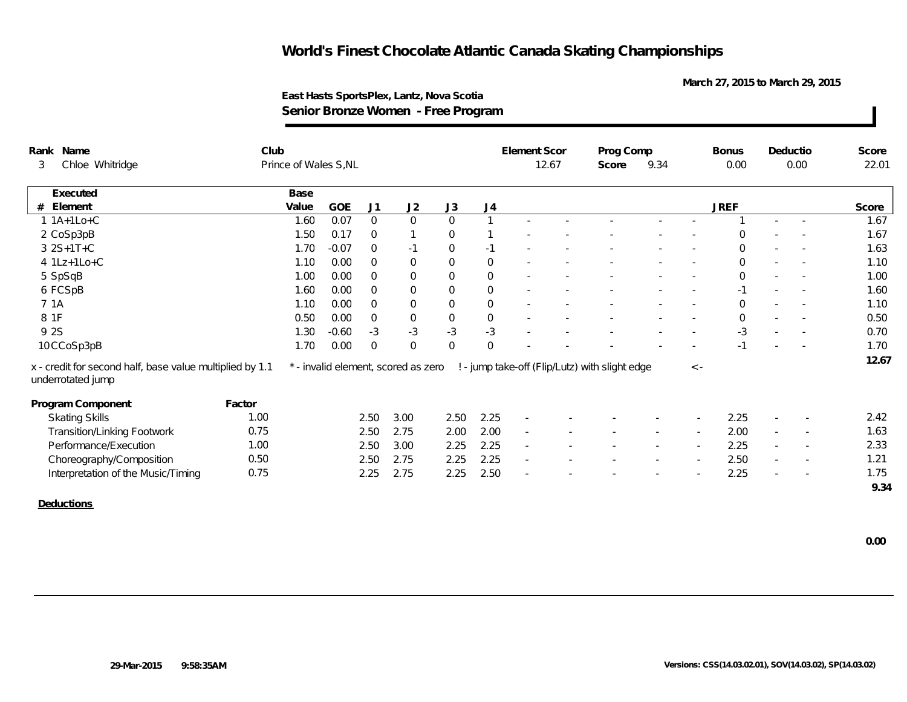# World's Finest Chocolate Atlantic Canada Skating Championships

March 27, 2015 to March 29, 2015

**East Hasts SportsPlex, Lantz, Nova Scotia**

**Senior Bronze Women - Free Program**

| Rank | Name | Club | Element Scor | Prog Comp Score | Bonus | Deductio | Score |
|---|---|---|---|---|---|---|---|
| 3 | Chloe Whitridge | Prince of Wales S,NL | 12.67 | 9.34 | 0.00 | 0.00 | 22.01 |

| # | Executed Element | Base Value | GOE | J1 | J2 | J3 | J4 | | | | | | JREF | | | Score |
|---|---|---|---|---|---|---|---|---|---|---|---|---|---|---|---|---|
| 1 | 1A+1Lo+C | 1.60 | 0.07 | 0 | 0 | 0 | 1 | - | - | - | - | - | 1 | - | - | 1.67 |
| 2 | CoSp3pB | 1.50 | 0.17 | 0 | 1 | 0 | 1 | - | - | - | - | - | 0 | - | - | 1.67 |
| 3 | 2S+1T+C | 1.70 | -0.07 | 0 | -1 | 0 | -1 | - | - | - | - | - | 0 | - | - | 1.63 |
| 4 | 1Lz+1Lo+C | 1.10 | 0.00 | 0 | 0 | 0 | 0 | - | - | - | - | - | 0 | - | - | 1.10 |
| 5 | SpSqB | 1.00 | 0.00 | 0 | 0 | 0 | 0 | - | - | - | - | - | 0 | - | - | 1.00 |
| 6 | FCSpB | 1.60 | 0.00 | 0 | 0 | 0 | 0 | - | - | - | - | - | -1 | - | - | 1.60 |
| 7 | 1A | 1.10 | 0.00 | 0 | 0 | 0 | 0 | - | - | - | - | - | 0 | - | - | 1.10 |
| 8 | 1F | 0.50 | 0.00 | 0 | 0 | 0 | 0 | - | - | - | - | - | 0 | - | - | 0.50 |
| 9 | 2S | 1.30 | -0.60 | -3 | -3 | -3 | -3 | - | - | - | - | - | -3 | - | - | 0.70 |
| 10 | CCoSp3pB | 1.70 | 0.00 | 0 | 0 | 0 | 0 | - | - | - | - | - | -1 | - | - | 1.70 |
| | | | | | | | | | | | | | | | | 12.67 |

x - credit for second half, base value multiplied by 1.1 &nbsp;&nbsp; * - invalid element, scored as zero &nbsp;&nbsp; ! - jump take-off (Flip/Lutz) with slight edge &nbsp;&nbsp; <- underrotated jump

| Program Component | Factor | J1 | J2 | J3 | J4 | | | | | | JREF | | | Score |
|---|---|---|---|---|---|---|---|---|---|---|---|---|---|---|
| Skating Skills | 1.00 | 2.50 | 3.00 | 2.50 | 2.25 | - | - | - | - | - | 2.25 | - | - | 2.42 |
| Transition/Linking Footwork | 0.75 | 2.50 | 2.75 | 2.00 | 2.00 | - | - | - | - | - | 2.00 | - | - | 1.63 |
| Performance/Execution | 1.00 | 2.50 | 3.00 | 2.25 | 2.25 | - | - | - | - | - | 2.25 | - | - | 2.33 |
| Choreography/Composition | 0.50 | 2.50 | 2.75 | 2.25 | 2.25 | - | - | - | - | - | 2.50 | - | - | 1.21 |
| Interpretation of the Music/Timing | 0.75 | 2.25 | 2.75 | 2.25 | 2.50 | - | - | - | - | - | 2.25 | - | - | 1.75 |
| | | | | | | | | | | | | | | 9.34 |

**Deductions**

0.00

29-Mar-2015 9:58:35AM &nbsp;&nbsp; Versions: CSS(14.03.02.01), SOV(14.03.02), SP(14.03.02)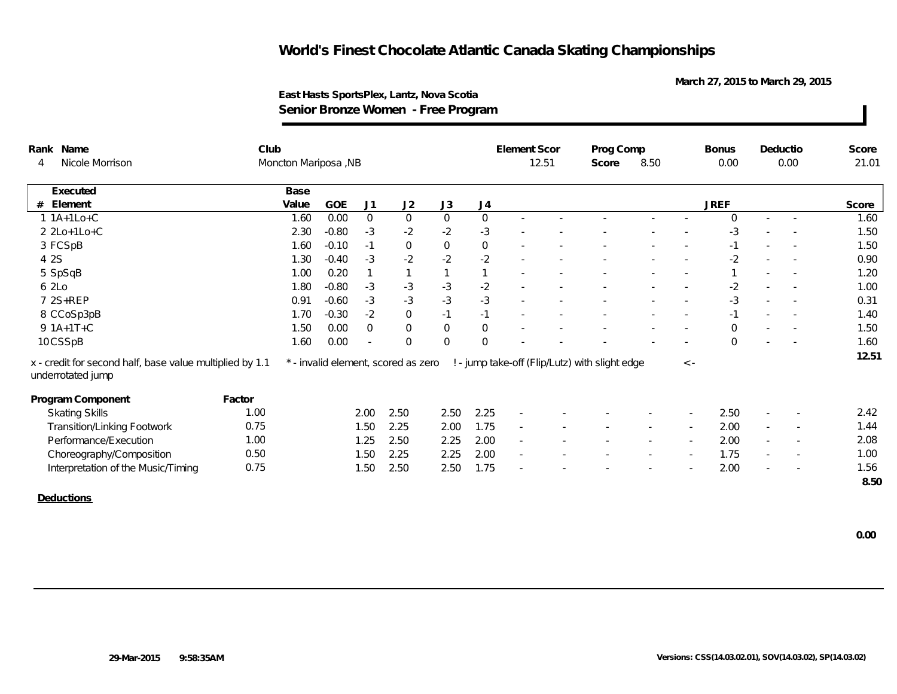# World's Finest Chocolate Atlantic Canada Skating Championships

March 27, 2015 to March 29, 2015

**East Hasts SportsPlex, Lantz, Nova Scotia**

**Senior Bronze Women - Free Program**

| Rank | Name | Club | Element Scor | Prog Comp Score | Bonus | Deductio | Score |
|---|---|---|---|---|---|---|---|
| 4 | Nicole Morrison | Moncton Mariposa ,NB | 12.51 | 8.50 | 0.00 | 0.00 | 21.01 |

| # | Executed Element | Base Value | GOE | J1 | J2 | J3 | J4 | | | | | | JREF | | | Score |
|---|---|---|---|---|---|---|---|---|---|---|---|---|---|---|---|---|
| 1 | 1A+1Lo+C | 1.60 | 0.00 | 0 | 0 | 0 | 0 | - | - | - | - | - | 0 | - | - | 1.60 |
| 2 | 2Lo+1Lo+C | 2.30 | -0.80 | -3 | -2 | -2 | -3 | - | - | - | - | - | -3 | - | - | 1.50 |
| 3 | FCSpB | 1.60 | -0.10 | -1 | 0 | 0 | 0 | - | - | - | - | - | -1 | - | - | 1.50 |
| 4 | 2S | 1.30 | -0.40 | -3 | -2 | -2 | -2 | - | - | - | - | - | -2 | - | - | 0.90 |
| 5 | SpSqB | 1.00 | 0.20 | 1 | 1 | 1 | 1 | - | - | - | - | - | 1 | - | - | 1.20 |
| 6 | 2Lo | 1.80 | -0.80 | -3 | -3 | -3 | -2 | - | - | - | - | - | -2 | - | - | 1.00 |
| 7 | 2S+REP | 0.91 | -0.60 | -3 | -3 | -3 | -3 | - | - | - | - | - | -3 | - | - | 0.31 |
| 8 | CCoSp3pB | 1.70 | -0.30 | -2 | 0 | -1 | -1 | - | - | - | - | - | -1 | - | - | 1.40 |
| 9 | 1A+1T+C | 1.50 | 0.00 | 0 | 0 | 0 | 0 | - | - | - | - | - | 0 | - | - | 1.50 |
| 10 | CSSpB | 1.60 | 0.00 | - | 0 | 0 | 0 | - | - | - | - | - | 0 | - | - | 1.60 |
| | | | | | | | | | | | | | | | | 12.51 |

x - credit for second half, base value multiplied by 1.1 &nbsp;&nbsp; * - invalid element, scored as zero &nbsp;&nbsp; ! - jump take-off (Flip/Lutz) with slight edge &nbsp;&nbsp; <- underrotated jump

| Program Component | Factor | J1 | J2 | J3 | J4 | | | | | | JREF | | | Score |
|---|---|---|---|---|---|---|---|---|---|---|---|---|---|---|
| Skating Skills | 1.00 | 2.00 | 2.50 | 2.50 | 2.25 | - | - | - | - | - | 2.50 | - | - | 2.42 |
| Transition/Linking Footwork | 0.75 | 1.50 | 2.25 | 2.00 | 1.75 | - | - | - | - | - | 2.00 | - | - | 1.44 |
| Performance/Execution | 1.00 | 1.25 | 2.50 | 2.25 | 2.00 | - | - | - | - | - | 2.00 | - | - | 2.08 |
| Choreography/Composition | 0.50 | 1.50 | 2.25 | 2.25 | 2.00 | - | - | - | - | - | 1.75 | - | - | 1.00 |
| Interpretation of the Music/Timing | 0.75 | 1.50 | 2.50 | 2.50 | 1.75 | - | - | - | - | - | 2.00 | - | - | 1.56 |
| | | | | | | | | | | | | | | 8.50 |

**Deductions**

0.00

29-Mar-2015 9:58:35AM &nbsp;&nbsp; Versions: CSS(14.03.02.01), SOV(14.03.02), SP(14.03.02)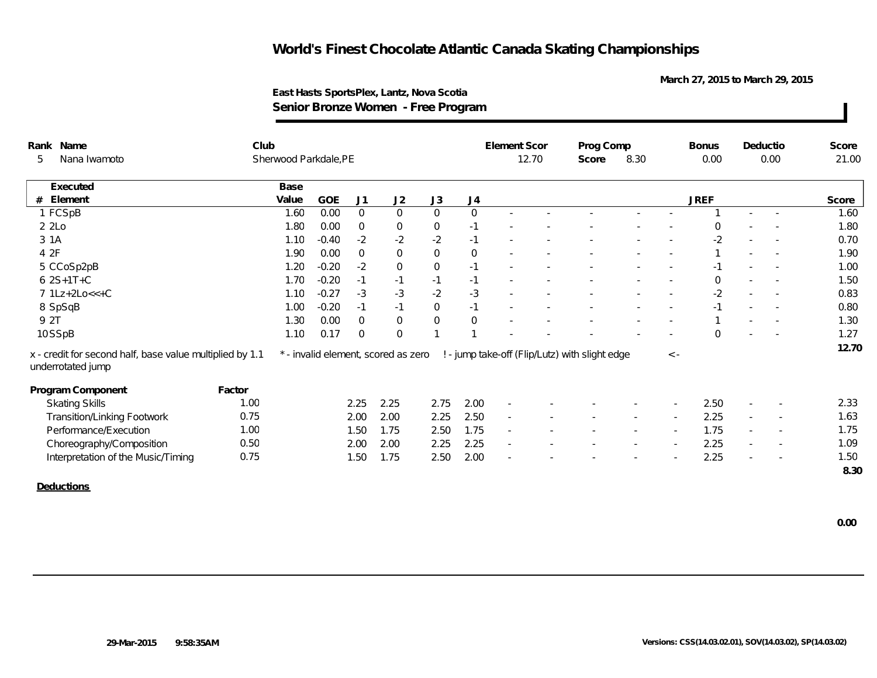# World's Finest Chocolate Atlantic Canada Skating Championships

March 27, 2015 to March 29, 2015

**East Hasts SportsPlex, Lantz, Nova Scotia**
**Senior Bronze Women - Free Program**

| Rank | Name | Club | Element Scor | Prog Comp Score | Bonus | Deductio | Score |
|---|---|---|---|---|---|---|---|
| 5 | Nana Iwamoto | Sherwood Parkdale,PE | 12.70 | 8.30 | 0.00 | 0.00 | 21.00 |

| # | Executed Element | Base Value | GOE | J1 | J2 | J3 | J4 | | | | | | JREF | | | Score |
|---|---|---|---|---|---|---|---|---|---|---|---|---|---|---|---|---|
| 1 | FCSpB | 1.60 | 0.00 | 0 | 0 | 0 | 0 | - | - | - | - | - | 1 | - | - | 1.60 |
| 2 | 2Lo | 1.80 | 0.00 | 0 | 0 | 0 | -1 | - | - | - | - | - | 0 | - | - | 1.80 |
| 3 | 1A | 1.10 | -0.40 | -2 | -2 | -2 | -1 | - | - | - | - | - | -2 | - | - | 0.70 |
| 4 | 2F | 1.90 | 0.00 | 0 | 0 | 0 | 0 | - | - | - | - | - | 1 | - | - | 1.90 |
| 5 | CCoSp2pB | 1.20 | -0.20 | -2 | 0 | 0 | -1 | - | - | - | - | - | -1 | - | - | 1.00 |
| 6 | 2S+1T+C | 1.70 | -0.20 | -1 | -1 | -1 | -1 | - | - | - | - | - | 0 | - | - | 1.50 |
| 7 | 1Lz+2Lo<<+C | 1.10 | -0.27 | -3 | -3 | -2 | -3 | - | - | - | - | - | -2 | - | - | 0.83 |
| 8 | SpSqB | 1.00 | -0.20 | -1 | -1 | 0 | -1 | - | - | - | - | - | -1 | - | - | 0.80 |
| 9 | 2T | 1.30 | 0.00 | 0 | 0 | 0 | 0 | - | - | - | - | - | 1 | - | - | 1.30 |
| 10 | SSpB | 1.10 | 0.17 | 0 | 0 | 1 | 1 | - | - | - | - | - | 0 | - | - | 1.27 |
| | | | | | | | | | | | | | | | | 12.70 |

x - credit for second half, base value multiplied by 1.1   * - invalid element, scored as zero   ! - jump take-off (Flip/Lutz) with slight edge   < - underrotated jump

| Program Component | Factor | J1 | J2 | J3 | J4 | | | | | | JREF | | | Score |
|---|---|---|---|---|---|---|---|---|---|---|---|---|---|---|
| Skating Skills | 1.00 | 2.25 | 2.25 | 2.75 | 2.00 | - | - | - | - | - | 2.50 | - | - | 2.33 |
| Transition/Linking Footwork | 0.75 | 2.00 | 2.00 | 2.25 | 2.50 | - | - | - | - | - | 2.25 | - | - | 1.63 |
| Performance/Execution | 1.00 | 1.50 | 1.75 | 2.50 | 1.75 | - | - | - | - | - | 1.75 | - | - | 1.75 |
| Choreography/Composition | 0.50 | 2.00 | 2.00 | 2.25 | 2.25 | - | - | - | - | - | 2.25 | - | - | 1.09 |
| Interpretation of the Music/Timing | 0.75 | 1.50 | 1.75 | 2.50 | 2.00 | - | - | - | - | - | 2.25 | - | - | 1.50 |
| | | | | | | | | | | | | | | 8.30 |

**Deductions**

0.00

29-Mar-2015 9:58:35AM   Versions: CSS(14.03.02.01), SOV(14.03.02), SP(14.03.02)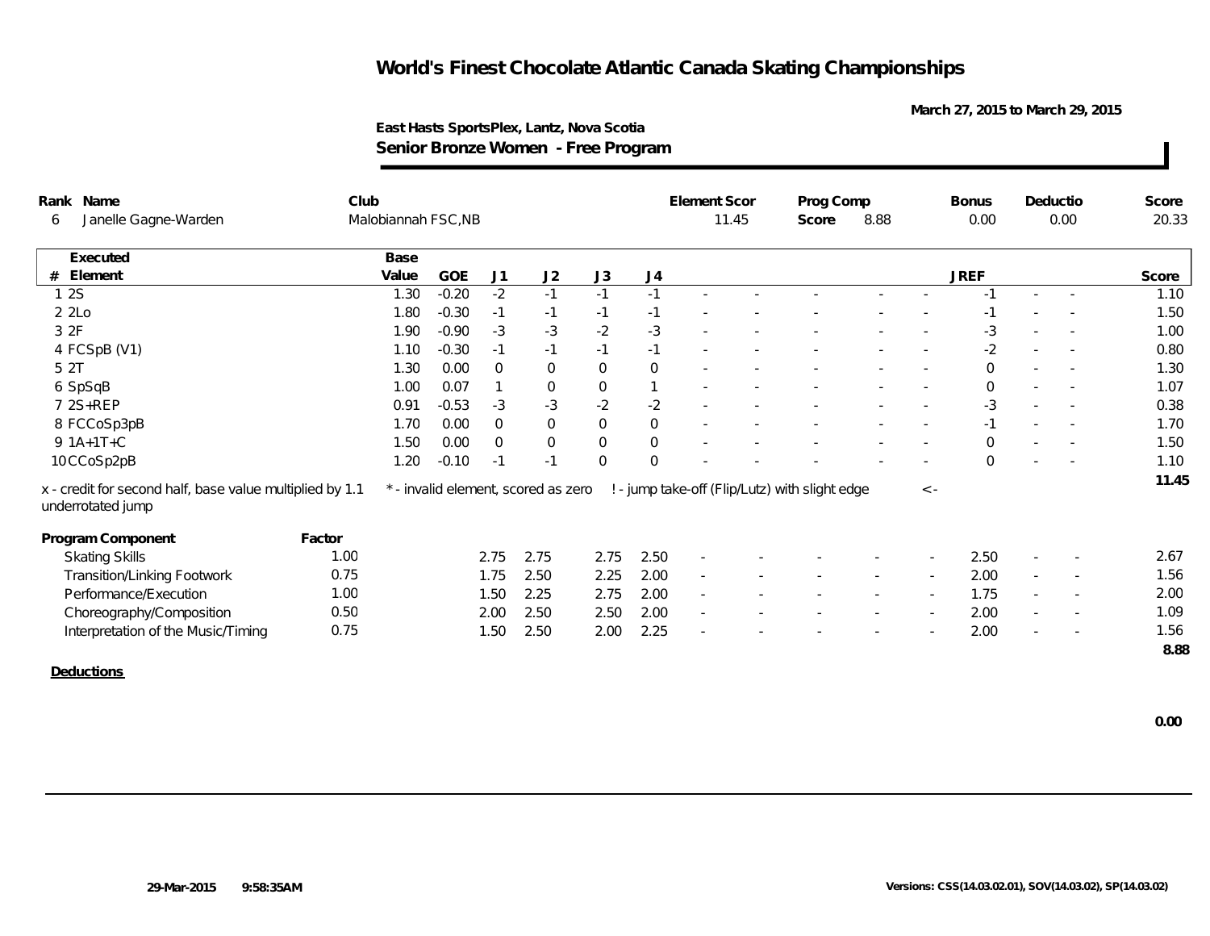# World's Finest Chocolate Atlantic Canada Skating Championships

March 27, 2015 to March 29, 2015

East Hasts SportsPlex, Lantz, Nova Scotia

**Senior Bronze Women - Free Program**

| Rank | Name | Club | Element Scor | Prog Comp Score | Bonus | Deductio | Score |
|---|---|---|---|---|---|---|---|
| 6 | Janelle Gagne-Warden | Malobiannah FSC,NB | 11.45 | 8.88 | 0.00 | 0.00 | 20.33 |

| # | Executed Element | Base Value | GOE | J1 | J2 | J3 | J4 | | | | | | JREF | | | Score |
|---|---|---|---|---|---|---|---|---|---|---|---|---|---|---|---|---|
| 1 | 2S | 1.30 | -0.20 | -2 | -1 | -1 | -1 | - | - | - | - | - | -1 | - | - | 1.10 |
| 2 | 2Lo | 1.80 | -0.30 | -1 | -1 | -1 | -1 | - | - | - | - | - | -1 | - | - | 1.50 |
| 3 | 2F | 1.90 | -0.90 | -3 | -3 | -2 | -3 | - | - | - | - | - | -3 | - | - | 1.00 |
| 4 | FCSpB (V1) | 1.10 | -0.30 | -1 | -1 | -1 | -1 | - | - | - | - | - | -2 | - | - | 0.80 |
| 5 | 2T | 1.30 | 0.00 | 0 | 0 | 0 | 0 | - | - | - | - | - | 0 | - | - | 1.30 |
| 6 | SpSqB | 1.00 | 0.07 | 1 | 0 | 0 | 1 | - | - | - | - | - | 0 | - | - | 1.07 |
| 7 | 2S+REP | 0.91 | -0.53 | -3 | -3 | -2 | -2 | - | - | - | - | - | -3 | - | - | 0.38 |
| 8 | FCCoSp3pB | 1.70 | 0.00 | 0 | 0 | 0 | 0 | - | - | - | - | - | -1 | - | - | 1.70 |
| 9 | 1A+1T+C | 1.50 | 0.00 | 0 | 0 | 0 | 0 | - | - | - | - | - | 0 | - | - | 1.50 |
| 10 | CCoSp2pB | 1.20 | -0.10 | -1 | -1 | 0 | 0 | - | - | - | - | - | 0 | - | - | 1.10 |
| | | | | | | | | | | | | | | | | 11.45 |

x - credit for second half, base value multiplied by 1.1 &nbsp; * - invalid element, scored as zero &nbsp; ! - jump take-off (Flip/Lutz) with slight edge &nbsp; <- underrotated jump

| Program Component | Factor | J1 | J2 | J3 | J4 | | | | | | JREF | | | Score |
|---|---|---|---|---|---|---|---|---|---|---|---|---|---|---|
| Skating Skills | 1.00 | 2.75 | 2.75 | 2.75 | 2.50 | - | - | - | - | - | 2.50 | - | - | 2.67 |
| Transition/Linking Footwork | 0.75 | 1.75 | 2.50 | 2.25 | 2.00 | - | - | - | - | - | 2.00 | - | - | 1.56 |
| Performance/Execution | 1.00 | 1.50 | 2.25 | 2.75 | 2.00 | - | - | - | - | - | 1.75 | - | - | 2.00 |
| Choreography/Composition | 0.50 | 2.00 | 2.50 | 2.50 | 2.00 | - | - | - | - | - | 2.00 | - | - | 1.09 |
| Interpretation of the Music/Timing | 0.75 | 1.50 | 2.50 | 2.00 | 2.25 | - | - | - | - | - | 2.00 | - | - | 1.56 |
| | | | | | | | | | | | | | | 8.88 |

**Deductions**

0.00

29-Mar-2015 9:58:35AM &nbsp; Versions: CSS(14.03.02.01), SOV(14.03.02), SP(14.03.02)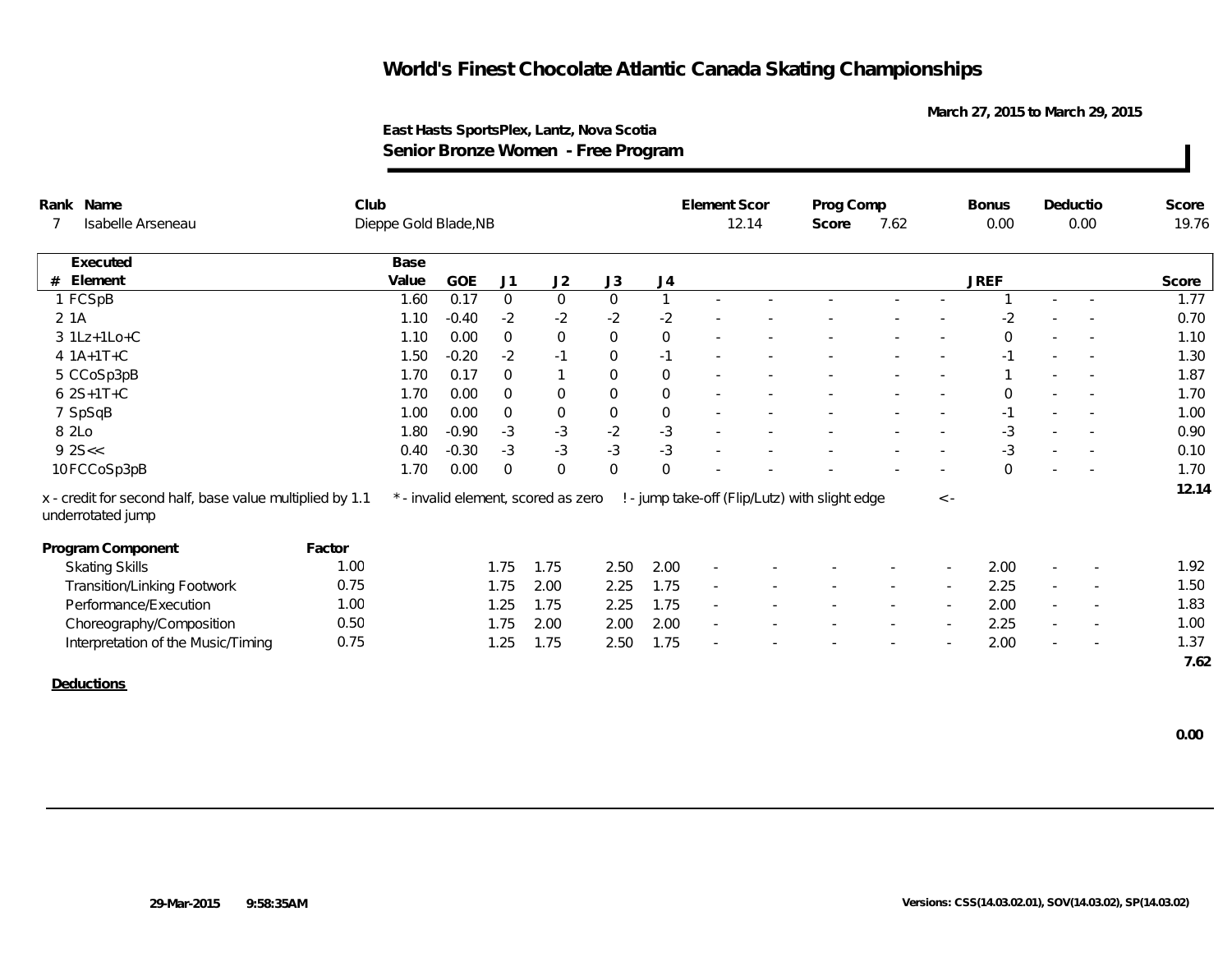# World's Finest Chocolate Atlantic Canada Skating Championships

March 27, 2015 to March 29, 2015

East Hasts SportsPlex, Lantz, Nova Scotia

**Senior Bronze Women - Free Program**

| Rank | Name | Club | Element Scor | Prog Comp Score | Bonus | Deductio | Score |
|---|---|---|---|---|---|---|---|
| 7 | Isabelle Arseneau | Dieppe Gold Blade,NB | 12.14 | 7.62 | 0.00 | 0.00 | 19.76 |

| # | Executed Element | Base Value | GOE | J1 | J2 | J3 | J4 | | | | | | JREF | | | Score |
|---|---|---|---|---|---|---|---|---|---|---|---|---|---|---|---|---|
| 1 | FCSpB | 1.60 | 0.17 | 0 | 0 | 0 | 1 | - | - | - | - | - | 1 | - | - | 1.77 |
| 2 | 1A | 1.10 | -0.40 | -2 | -2 | -2 | -2 | - | - | - | - | - | -2 | - | - | 0.70 |
| 3 | 1Lz+1Lo+C | 1.10 | 0.00 | 0 | 0 | 0 | 0 | - | - | - | - | - | 0 | - | - | 1.10 |
| 4 | 1A+1T+C | 1.50 | -0.20 | -2 | -1 | 0 | -1 | - | - | - | - | - | -1 | - | - | 1.30 |
| 5 | CCoSp3pB | 1.70 | 0.17 | 0 | 1 | 0 | 0 | - | - | - | - | - | 1 | - | - | 1.87 |
| 6 | 2S+1T+C | 1.70 | 0.00 | 0 | 0 | 0 | 0 | - | - | - | - | - | 0 | - | - | 1.70 |
| 7 | SpSqB | 1.00 | 0.00 | 0 | 0 | 0 | 0 | - | - | - | - | - | -1 | - | - | 1.00 |
| 8 | 2Lo | 1.80 | -0.90 | -3 | -3 | -2 | -3 | - | - | - | - | - | -3 | - | - | 0.90 |
| 9 | 2S<< | 0.40 | -0.30 | -3 | -3 | -3 | -3 | - | - | - | - | - | -3 | - | - | 0.10 |
| 10 | FCCoSp3pB | 1.70 | 0.00 | 0 | 0 | 0 | 0 | - | - | - | - | - | 0 | - | - | 1.70 |
| | | | | | | | | | | | | | | | | 12.14 |

x - credit for second half, base value multiplied by 1.1 &nbsp;&nbsp; * - invalid element, scored as zero &nbsp;&nbsp; ! - jump take-off (Flip/Lutz) with slight edge &nbsp;&nbsp; < - underrotated jump

| Program Component | Factor | J1 | J2 | J3 | J4 | | | | | | JREF | | | Score |
|---|---|---|---|---|---|---|---|---|---|---|---|---|---|---|
| Skating Skills | 1.00 | 1.75 | 1.75 | 2.50 | 2.00 | - | - | - | - | - | 2.00 | - | - | 1.92 |
| Transition/Linking Footwork | 0.75 | 1.75 | 2.00 | 2.25 | 1.75 | - | - | - | - | - | 2.25 | - | - | 1.50 |
| Performance/Execution | 1.00 | 1.25 | 1.75 | 2.25 | 1.75 | - | - | - | - | - | 2.00 | - | - | 1.83 |
| Choreography/Composition | 0.50 | 1.75 | 2.00 | 2.00 | 2.00 | - | - | - | - | - | 2.25 | - | - | 1.00 |
| Interpretation of the Music/Timing | 0.75 | 1.25 | 1.75 | 2.50 | 1.75 | - | - | - | - | - | 2.00 | - | - | 1.37 |
| | | | | | | | | | | | | | | 7.62 |

**Deductions**

0.00

29-Mar-2015 9:58:35AM &nbsp;&nbsp; Versions: CSS(14.03.02.01), SOV(14.03.02), SP(14.03.02)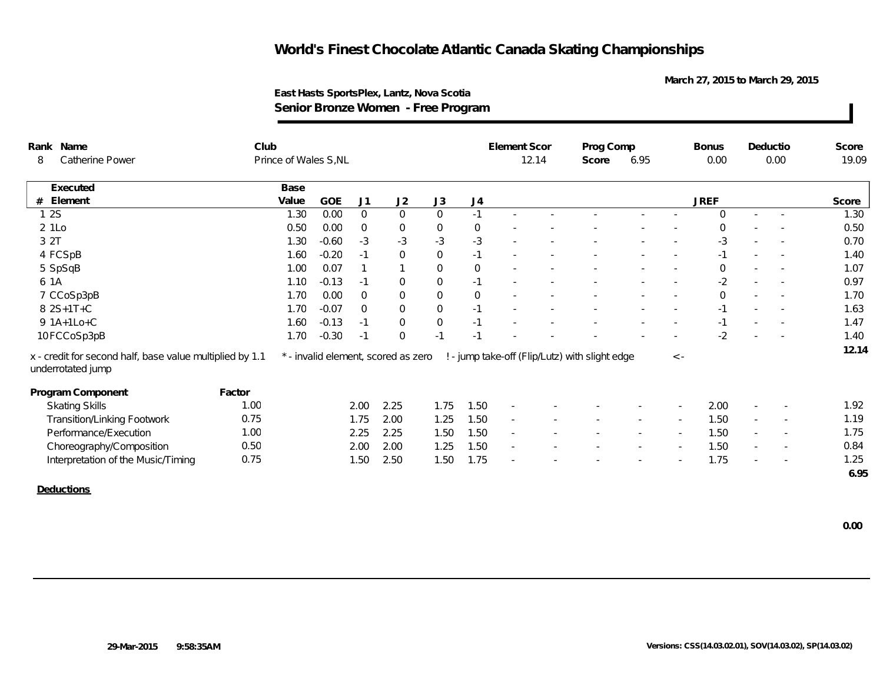# World's Finest Chocolate Atlantic Canada Skating Championships

March 27, 2015 to March 29, 2015

East Hasts SportsPlex, Lantz, Nova Scotia

**Senior Bronze Women - Free Program**

| Rank | Name | Club | Element Scor | Prog Comp Score | Bonus | Deductio | Score |
|---|---|---|---|---|---|---|---|
| 8 | Catherine Power | Prince of Wales S,NL | 12.14 | 6.95 | 0.00 | 0.00 | 19.09 |

| # | Executed Element | Base Value | GOE | J1 | J2 | J3 | J4 | | | | | | JREF | | | Score |
|---|---|---|---|---|---|---|---|---|---|---|---|---|---|---|---|---|
| 1 | 2S | 1.30 | 0.00 | 0 | 0 | 0 | -1 | - | - | - | - | - | 0 | - | - | 1.30 |
| 2 | 1Lo | 0.50 | 0.00 | 0 | 0 | 0 | 0 | - | - | - | - | - | 0 | - | - | 0.50 |
| 3 | 2T | 1.30 | -0.60 | -3 | -3 | -3 | -3 | - | - | - | - | - | -3 | - | - | 0.70 |
| 4 | FCSpB | 1.60 | -0.20 | -1 | 0 | 0 | -1 | - | - | - | - | - | -1 | - | - | 1.40 |
| 5 | SpSqB | 1.00 | 0.07 | 1 | 1 | 0 | 0 | - | - | - | - | - | 0 | - | - | 1.07 |
| 6 | 1A | 1.10 | -0.13 | -1 | 0 | 0 | -1 | - | - | - | - | - | -2 | - | - | 0.97 |
| 7 | CCoSp3pB | 1.70 | 0.00 | 0 | 0 | 0 | 0 | - | - | - | - | - | 0 | - | - | 1.70 |
| 8 | 2S+1T+C | 1.70 | -0.07 | 0 | 0 | 0 | -1 | - | - | - | - | - | -1 | - | - | 1.63 |
| 9 | 1A+1Lo+C | 1.60 | -0.13 | -1 | 0 | 0 | -1 | - | - | - | - | - | -1 | - | - | 1.47 |
| 10 | FCCoSp3pB | 1.70 | -0.30 | -1 | 0 | -1 | -1 | - | - | - | - | - | -2 | - | - | 1.40 |
| | | | | | | | | | | | | | | | | 12.14 |

x - credit for second half, base value multiplied by 1.1 &nbsp;&nbsp; * - invalid element, scored as zero &nbsp;&nbsp; ! - jump take-off (Flip/Lutz) with slight edge &nbsp;&nbsp; <- underrotated jump

| Program Component | Factor | J1 | J2 | J3 | J4 | | | | | | JREF | | | Score |
|---|---|---|---|---|---|---|---|---|---|---|---|---|---|---|
| Skating Skills | 1.00 | 2.00 | 2.25 | 1.75 | 1.50 | - | - | - | - | - | 2.00 | - | - | 1.92 |
| Transition/Linking Footwork | 0.75 | 1.75 | 2.00 | 1.25 | 1.50 | - | - | - | - | - | 1.50 | - | - | 1.19 |
| Performance/Execution | 1.00 | 2.25 | 2.25 | 1.50 | 1.50 | - | - | - | - | - | 1.50 | - | - | 1.75 |
| Choreography/Composition | 0.50 | 2.00 | 2.00 | 1.25 | 1.50 | - | - | - | - | - | 1.50 | - | - | 0.84 |
| Interpretation of the Music/Timing | 0.75 | 1.50 | 2.50 | 1.50 | 1.75 | - | - | - | - | - | 1.75 | - | - | 1.25 |
| | | | | | | | | | | | | | | 6.95 |

**Deductions**

0.00

29-Mar-2015 9:58:35AM

Versions: CSS(14.03.02.01), SOV(14.03.02), SP(14.03.02)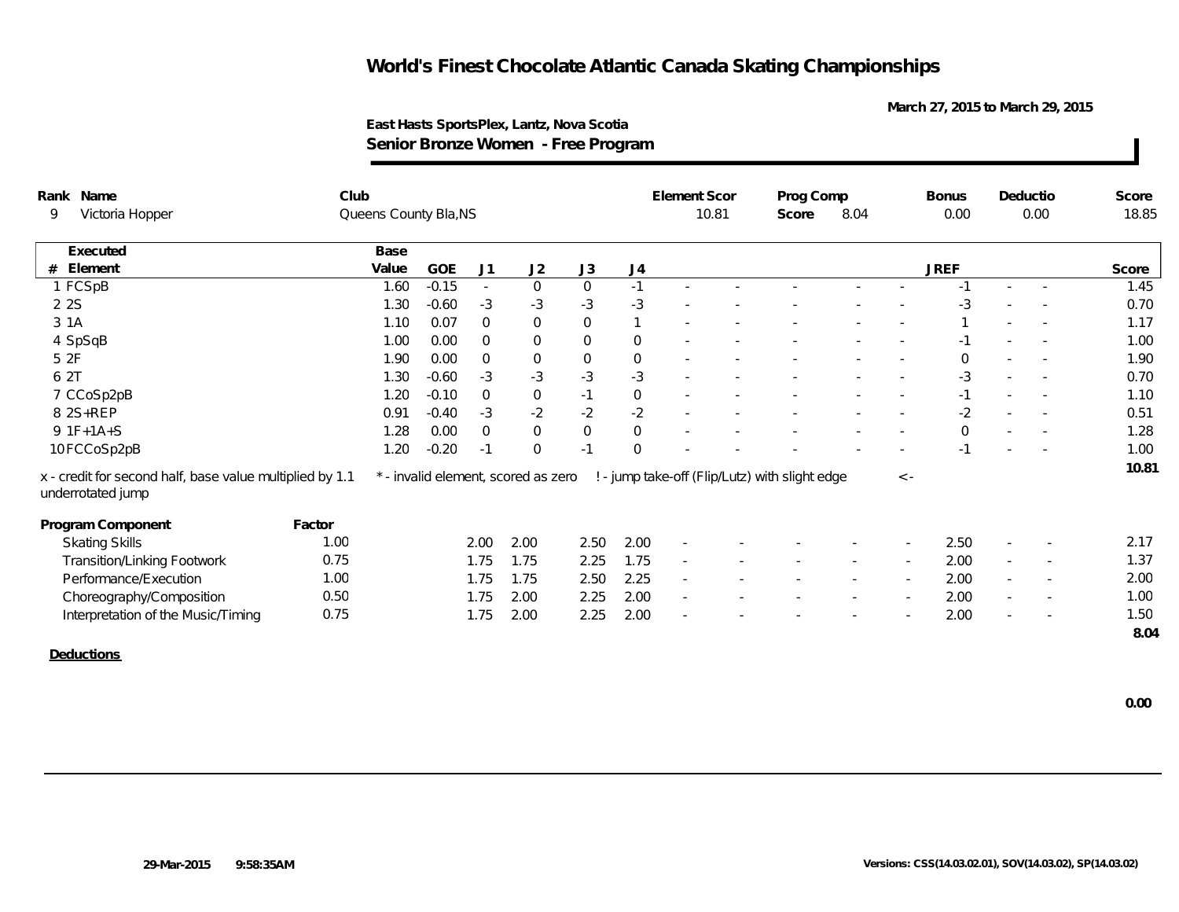# World's Finest Chocolate Atlantic Canada Skating Championships

March 27, 2015 to March 29, 2015

East Hasts SportsPlex, Lantz, Nova Scotia

**Senior Bronze Women - Free Program**

| Rank | Name | Club | Element Scor | Prog Comp Score | Bonus | Deductio | Score |
|---|---|---|---|---|---|---|---|
| 9 | Victoria Hopper | Queens County Bla,NS | 10.81 | 8.04 | 0.00 | 0.00 | 18.85 |

| # | Executed Element | Base Value | GOE | J1 | J2 | J3 | J4 | | | | | | JREF | | | Score |
|---|---|---|---|---|---|---|---|---|---|---|---|---|---|---|---|---|
| 1 | FCSpB | 1.60 | -0.15 | - | 0 | 0 | -1 | - | - | - | - | - | -1 | - | - | 1.45 |
| 2 | 2S | 1.30 | -0.60 | -3 | -3 | -3 | -3 | - | - | - | - | - | -3 | - | - | 0.70 |
| 3 | 1A | 1.10 | 0.07 | 0 | 0 | 0 | 1 | - | - | - | - | - | 1 | - | - | 1.17 |
| 4 | SpSqB | 1.00 | 0.00 | 0 | 0 | 0 | 0 | - | - | - | - | - | -1 | - | - | 1.00 |
| 5 | 2F | 1.90 | 0.00 | 0 | 0 | 0 | 0 | - | - | - | - | - | 0 | - | - | 1.90 |
| 6 | 2T | 1.30 | -0.60 | -3 | -3 | -3 | -3 | - | - | - | - | - | -3 | - | - | 0.70 |
| 7 | CCoSp2pB | 1.20 | -0.10 | 0 | 0 | -1 | 0 | - | - | - | - | - | -1 | - | - | 1.10 |
| 8 | 2S+REP | 0.91 | -0.40 | -3 | -2 | -2 | -2 | - | - | - | - | - | -2 | - | - | 0.51 |
| 9 | 1F+1A+S | 1.28 | 0.00 | 0 | 0 | 0 | 0 | - | - | - | - | - | 0 | - | - | 1.28 |
| 10 | FCCoSp2pB | 1.20 | -0.20 | -1 | 0 | -1 | 0 | - | - | - | - | - | -1 | - | - | 1.00 |
| | | | | | | | | | | | | | | | | 10.81 |

x - credit for second half, base value multiplied by 1.1 &nbsp;&nbsp; * - invalid element, scored as zero &nbsp;&nbsp; ! - jump take-off (Flip/Lutz) with slight edge &nbsp;&nbsp; <- underrotated jump

| Program Component | Factor | J1 | J2 | J3 | J4 | | | | | | JREF | | | Score |
|---|---|---|---|---|---|---|---|---|---|---|---|---|---|---|
| Skating Skills | 1.00 | 2.00 | 2.00 | 2.50 | 2.00 | - | - | - | - | - | 2.50 | - | - | 2.17 |
| Transition/Linking Footwork | 0.75 | 1.75 | 1.75 | 2.25 | 1.75 | - | - | - | - | - | 2.00 | - | - | 1.37 |
| Performance/Execution | 1.00 | 1.75 | 1.75 | 2.50 | 2.25 | - | - | - | - | - | 2.00 | - | - | 2.00 |
| Choreography/Composition | 0.50 | 1.75 | 2.00 | 2.25 | 2.00 | - | - | - | - | - | 2.00 | - | - | 1.00 |
| Interpretation of the Music/Timing | 0.75 | 1.75 | 2.00 | 2.25 | 2.00 | - | - | - | - | - | 2.00 | - | - | 1.50 |
| | | | | | | | | | | | | | | 8.04 |

**Deductions**

0.00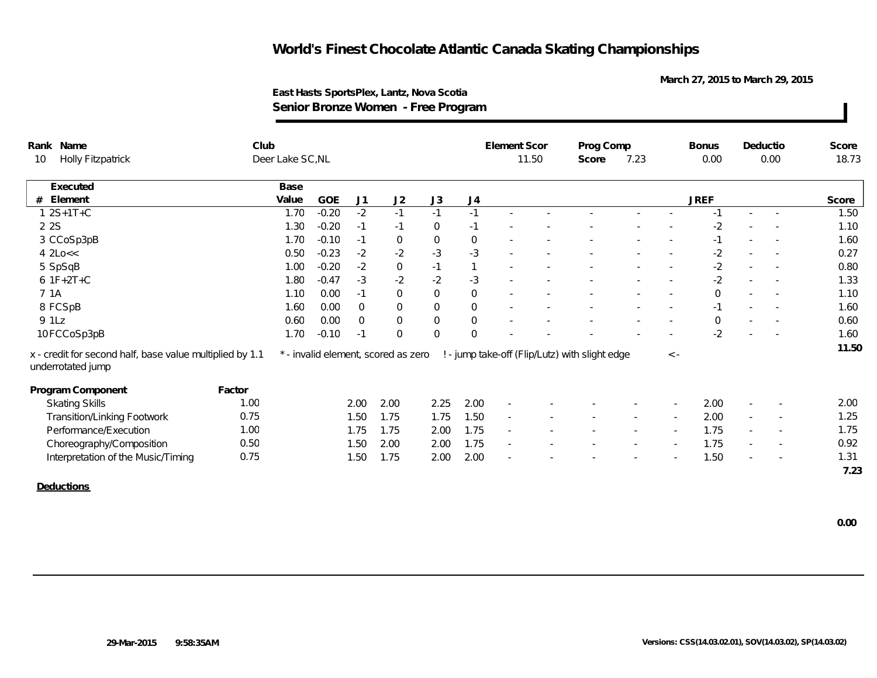# World's Finest Chocolate Atlantic Canada Skating Championships

March 27, 2015 to March 29, 2015

East Hasts SportsPlex, Lantz, Nova Scotia

**Senior Bronze Women - Free Program**

| Rank | Name | Club | Element Scor | Prog Comp Score | Bonus | Deductio | Score |
|---|---|---|---|---|---|---|---|
| 10 | Holly Fitzpatrick | Deer Lake SC,NL | 11.50 | 7.23 | 0.00 | 0.00 | 18.73 |

| # | Executed Element | Base Value | GOE | J1 | J2 | J3 | J4 | | | | | | JREF | | | Score |
|---|---|---|---|---|---|---|---|---|---|---|---|---|---|---|---|---|
| 1 | 2S+1T+C | 1.70 | -0.20 | -2 | -1 | -1 | -1 | - | - | - | - | - | -1 | - | - | 1.50 |
| 2 | 2S | 1.30 | -0.20 | -1 | -1 | 0 | -1 | - | - | - | - | - | -2 | - | - | 1.10 |
| 3 | CCoSp3pB | 1.70 | -0.10 | -1 | 0 | 0 | 0 | - | - | - | - | - | -1 | - | - | 1.60 |
| 4 | 2Lo<< | 0.50 | -0.23 | -2 | -2 | -3 | -3 | - | - | - | - | - | -2 | - | - | 0.27 |
| 5 | SpSqB | 1.00 | -0.20 | -2 | 0 | -1 | 1 | - | - | - | - | - | -2 | - | - | 0.80 |
| 6 | 1F+2T+C | 1.80 | -0.47 | -3 | -2 | -2 | -3 | - | - | - | - | - | -2 | - | - | 1.33 |
| 7 | 1A | 1.10 | 0.00 | -1 | 0 | 0 | 0 | - | - | - | - | - | 0 | - | - | 1.10 |
| 8 | FCSpB | 1.60 | 0.00 | 0 | 0 | 0 | 0 | - | - | - | - | - | -1 | - | - | 1.60 |
| 9 | 1Lz | 0.60 | 0.00 | 0 | 0 | 0 | 0 | - | - | - | - | - | 0 | - | - | 0.60 |
| 10 | FCCoSp3pB | 1.70 | -0.10 | -1 | 0 | 0 | 0 | - | - | - | - | - | -2 | - | - | 1.60 |
| | | | | | | | | | | | | | | | | 11.50 |

x - credit for second half, base value multiplied by 1.1 &nbsp;&nbsp; * - invalid element, scored as zero &nbsp;&nbsp; ! - jump take-off (Flip/Lutz) with slight edge &nbsp;&nbsp; <- underrotated jump

| Program Component | Factor | J1 | J2 | J3 | J4 | | | | | | JREF | | | Score |
|---|---|---|---|---|---|---|---|---|---|---|---|---|---|---|
| Skating Skills | 1.00 | 2.00 | 2.00 | 2.25 | 2.00 | - | - | - | - | - | 2.00 | - | - | 2.00 |
| Transition/Linking Footwork | 0.75 | 1.50 | 1.75 | 1.75 | 1.50 | - | - | - | - | - | 2.00 | - | - | 1.25 |
| Performance/Execution | 1.00 | 1.75 | 1.75 | 2.00 | 1.75 | - | - | - | - | - | 1.75 | - | - | 1.75 |
| Choreography/Composition | 0.50 | 1.50 | 2.00 | 2.00 | 1.75 | - | - | - | - | - | 1.75 | - | - | 0.92 |
| Interpretation of the Music/Timing | 0.75 | 1.50 | 1.75 | 2.00 | 2.00 | - | - | - | - | - | 1.50 | - | - | 1.31 |
| | | | | | | | | | | | | | | 7.23 |

**Deductions**

0.00

29-Mar-2015 9:58:35AM

Versions: CSS(14.03.02.01), SOV(14.03.02), SP(14.03.02)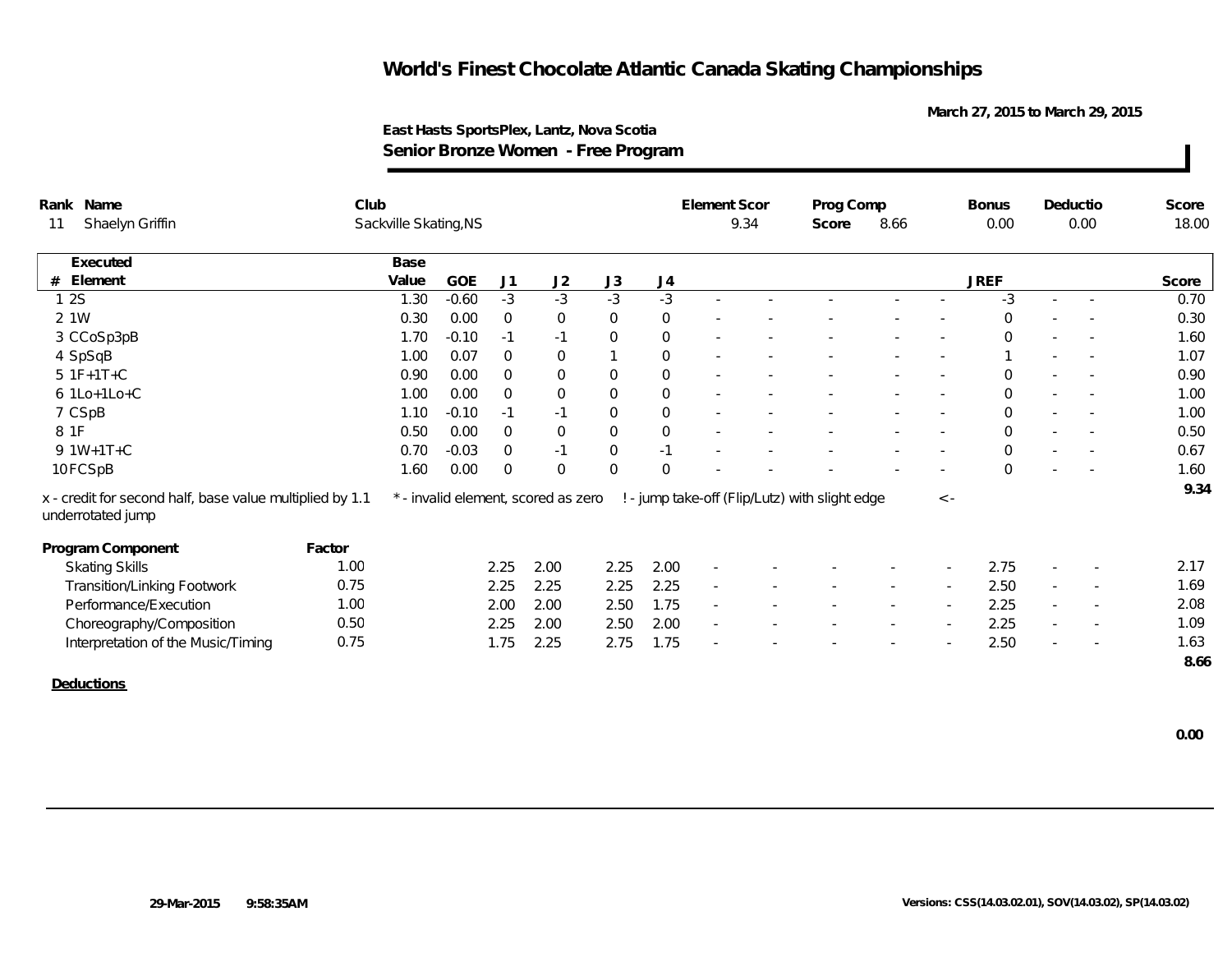# World's Finest Chocolate Atlantic Canada Skating Championships

March 27, 2015 to March 29, 2015

East Hasts SportsPlex, Lantz, Nova Scotia

**Senior Bronze Women - Free Program**

| Rank | Name | Club | Element Scor | Prog Comp Score | Bonus | Deductio | Score |
|---|---|---|---|---|---|---|---|
| 11 | Shaelyn Griffin | Sackville Skating,NS | 9.34 | 8.66 | 0.00 | 0.00 | 18.00 |

| # | Executed Element | Base Value | GOE | J1 | J2 | J3 | J4 | | | | | | JREF | | | Score |
|---|---|---|---|---|---|---|---|---|---|---|---|---|---|---|---|---|
| 1 | 2S | 1.30 | -0.60 | -3 | -3 | -3 | -3 | - | - | - | - | - | -3 | - | - | 0.70 |
| 2 | 1W | 0.30 | 0.00 | 0 | 0 | 0 | 0 | - | - | - | - | - | 0 | - | - | 0.30 |
| 3 | CCoSp3pB | 1.70 | -0.10 | -1 | -1 | 0 | 0 | - | - | - | - | - | 0 | - | - | 1.60 |
| 4 | SpSqB | 1.00 | 0.07 | 0 | 0 | 1 | 0 | - | - | - | - | - | 1 | - | - | 1.07 |
| 5 | 1F+1T+C | 0.90 | 0.00 | 0 | 0 | 0 | 0 | - | - | - | - | - | 0 | - | - | 0.90 |
| 6 | 1Lo+1Lo+C | 1.00 | 0.00 | 0 | 0 | 0 | 0 | - | - | - | - | - | 0 | - | - | 1.00 |
| 7 | CSpB | 1.10 | -0.10 | -1 | -1 | 0 | 0 | - | - | - | - | - | 0 | - | - | 1.00 |
| 8 | 1F | 0.50 | 0.00 | 0 | 0 | 0 | 0 | - | - | - | - | - | 0 | - | - | 0.50 |
| 9 | 1W+1T+C | 0.70 | -0.03 | 0 | -1 | 0 | -1 | - | - | - | - | - | 0 | - | - | 0.67 |
| 10 | FCSpB | 1.60 | 0.00 | 0 | 0 | 0 | 0 | - | - | - | - | - | 0 | - | - | 1.60 |
| | | | | | | | | | | | | | | | | 9.34 |

x - credit for second half, base value multiplied by 1.1 &nbsp; * - invalid element, scored as zero &nbsp; ! - jump take-off (Flip/Lutz) with slight edge &nbsp; < - underrotated jump

| Program Component | Factor | J1 | J2 | J3 | J4 | | | | | | JREF | | | Score |
|---|---|---|---|---|---|---|---|---|---|---|---|---|---|---|
| Skating Skills | 1.00 | 2.25 | 2.00 | 2.25 | 2.00 | - | - | - | - | - | 2.75 | - | - | 2.17 |
| Transition/Linking Footwork | 0.75 | 2.25 | 2.25 | 2.25 | 2.25 | - | - | - | - | - | 2.50 | - | - | 1.69 |
| Performance/Execution | 1.00 | 2.00 | 2.00 | 2.50 | 1.75 | - | - | - | - | - | 2.25 | - | - | 2.08 |
| Choreography/Composition | 0.50 | 2.25 | 2.00 | 2.50 | 2.00 | - | - | - | - | - | 2.25 | - | - | 1.09 |
| Interpretation of the Music/Timing | 0.75 | 1.75 | 2.25 | 2.75 | 1.75 | - | - | - | - | - | 2.50 | - | - | 1.63 |
| | | | | | | | | | | | | | | 8.66 |

**Deductions**

0.00

29-Mar-2015 9:58:35AM &nbsp; Versions: CSS(14.03.02.01), SOV(14.03.02), SP(14.03.02)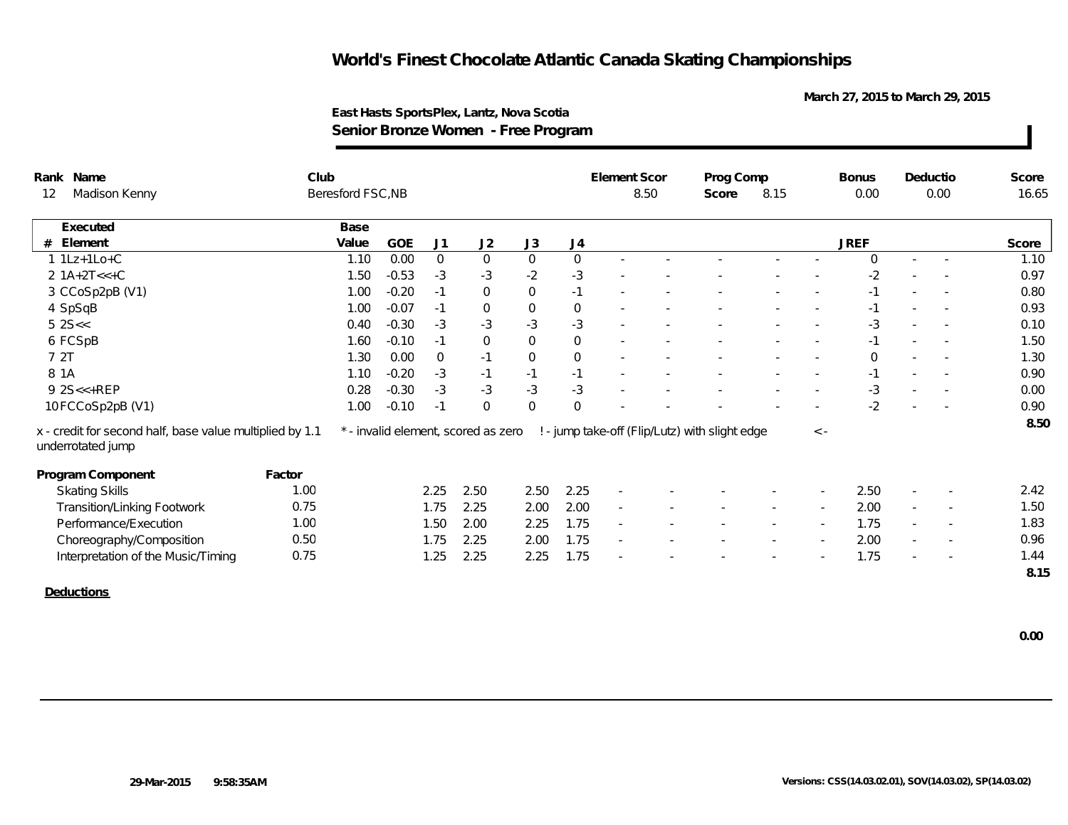# World's Finest Chocolate Atlantic Canada Skating Championships

March 27, 2015 to March 29, 2015

East Hasts SportsPlex, Lantz, Nova Scotia

**Senior Bronze Women - Free Program**

| Rank | Name | Club | Element Score | Prog Comp Score | Bonus | Deductio | Score |
|---|---|---|---|---|---|---|---|
| 12 | Madison Kenny | Beresford FSC,NB | 8.50 | 8.15 | 0.00 | 0.00 | 16.65 |

| # | Executed Element | Base Value | GOE | J1 | J2 | J3 | J4 | | | | | | JREF | | | Score |
|---|---|---|---|---|---|---|---|---|---|---|---|---|---|---|---|---|
| 1 | 1Lz+1Lo+C | 1.10 | 0.00 | 0 | 0 | 0 | 0 | - | - | - | - | - | 0 | - | - | 1.10 |
| 2 | 1A+2T<<+C | 1.50 | -0.53 | -3 | -3 | -2 | -3 | - | - | - | - | - | -2 | - | - | 0.97 |
| 3 | CCoSp2pB (V1) | 1.00 | -0.20 | -1 | 0 | 0 | -1 | - | - | - | - | - | -1 | - | - | 0.80 |
| 4 | SpSqB | 1.00 | -0.07 | -1 | 0 | 0 | 0 | - | - | - | - | - | -1 | - | - | 0.93 |
| 5 | 2S<< | 0.40 | -0.30 | -3 | -3 | -3 | -3 | - | - | - | - | - | -3 | - | - | 0.10 |
| 6 | FCSpB | 1.60 | -0.10 | -1 | 0 | 0 | 0 | - | - | - | - | - | -1 | - | - | 1.50 |
| 7 | 2T | 1.30 | 0.00 | 0 | -1 | 0 | 0 | - | - | - | - | - | 0 | - | - | 1.30 |
| 8 | 1A | 1.10 | -0.20 | -3 | -1 | -1 | -1 | - | - | - | - | - | -1 | - | - | 0.90 |
| 9 | 2S<<+REP | 0.28 | -0.30 | -3 | -3 | -3 | -3 | - | - | - | - | - | -3 | - | - | 0.00 |
| 10 | FCCoSp2pB (V1) | 1.00 | -0.10 | -1 | 0 | 0 | 0 | - | - | - | - | - | -2 | - | - | 0.90 |
| | | | | | | | | | | | | | | | | 8.50 |

x - credit for second half, base value multiplied by 1.1 &nbsp;&nbsp; * - invalid element, scored as zero &nbsp;&nbsp; ! - jump take-off (Flip/Lutz) with slight edge &nbsp;&nbsp; <- underrotated jump

| Program Component | Factor | J1 | J2 | J3 | J4 | | | | | | JREF | | | Score |
|---|---|---|---|---|---|---|---|---|---|---|---|---|---|---|
| Skating Skills | 1.00 | 2.25 | 2.50 | 2.50 | 2.25 | - | - | - | - | - | 2.50 | - | - | 2.42 |
| Transition/Linking Footwork | 0.75 | 1.75 | 2.25 | 2.00 | 2.00 | - | - | - | - | - | 2.00 | - | - | 1.50 |
| Performance/Execution | 1.00 | 1.50 | 2.00 | 2.25 | 1.75 | - | - | - | - | - | 1.75 | - | - | 1.83 |
| Choreography/Composition | 0.50 | 1.75 | 2.25 | 2.00 | 1.75 | - | - | - | - | - | 2.00 | - | - | 0.96 |
| Interpretation of the Music/Timing | 0.75 | 1.25 | 2.25 | 2.25 | 1.75 | - | - | - | - | - | 1.75 | - | - | 1.44 |
| | | | | | | | | | | | | | | 8.15 |

**Deductions**

0.00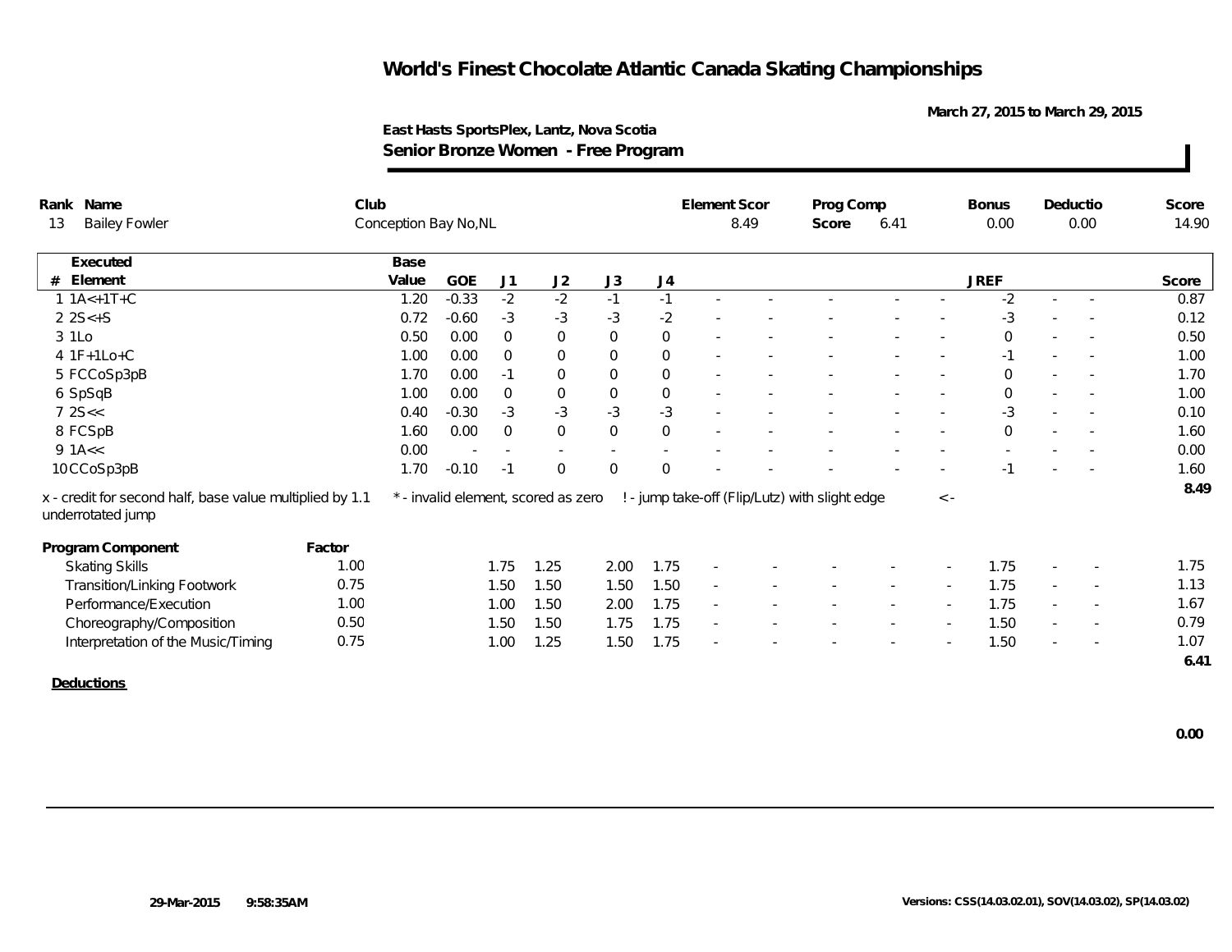# World's Finest Chocolate Atlantic Canada Skating Championships

March 27, 2015 to March 29, 2015

East Hasts SportsPlex, Lantz, Nova Scotia

**Senior Bronze Women - Free Program**

| Rank | Name | Club | Element Scor | Prog Comp Score | Bonus | Deductio | Score |
|---|---|---|---|---|---|---|---|
| 13 | Bailey Fowler | Conception Bay No,NL | 8.49 | 6.41 | 0.00 | 0.00 | 14.90 |

| # | Executed Element | Base Value | GOE | J1 | J2 | J3 | J4 | | | | | | JREF | | | Score |
|---|---|---|---|---|---|---|---|---|---|---|---|---|---|---|---|---|
| 1 | 1A<+1T+C | 1.20 | -0.33 | -2 | -2 | -1 | -1 | - | - | - | - | - | -2 | - | - | 0.87 |
| 2 | 2S<+S | 0.72 | -0.60 | -3 | -3 | -3 | -2 | - | - | - | - | - | -3 | - | - | 0.12 |
| 3 | 1Lo | 0.50 | 0.00 | 0 | 0 | 0 | 0 | - | - | - | - | - | 0 | - | - | 0.50 |
| 4 | 1F+1Lo+C | 1.00 | 0.00 | 0 | 0 | 0 | 0 | - | - | - | - | - | -1 | - | - | 1.00 |
| 5 | FCCoSp3pB | 1.70 | 0.00 | -1 | 0 | 0 | 0 | - | - | - | - | - | 0 | - | - | 1.70 |
| 6 | SpSqB | 1.00 | 0.00 | 0 | 0 | 0 | 0 | - | - | - | - | - | 0 | - | - | 1.00 |
| 7 | 2S<< | 0.40 | -0.30 | -3 | -3 | -3 | -3 | - | - | - | - | - | -3 | - | - | 0.10 |
| 8 | FCSpB | 1.60 | 0.00 | 0 | 0 | 0 | 0 | - | - | - | - | - | 0 | - | - | 1.60 |
| 9 | 1A<< | 0.00 | - | - | - | - | - | - | - | - | - | - | - | - | - | 0.00 |
| 10 | CCoSp3pB | 1.70 | -0.10 | -1 | 0 | 0 | 0 | - | - | - | - | - | -1 | - | - | 1.60 |
| | | | | | | | | | | | | | | | | 8.49 |

x - credit for second half, base value multiplied by 1.1 &nbsp;&nbsp; * - invalid element, scored as zero &nbsp;&nbsp; ! - jump take-off (Flip/Lutz) with slight edge &nbsp;&nbsp; < - underrotated jump

| Program Component | Factor | J1 | J2 | J3 | J4 | | | | | | JREF | | | Score |
|---|---|---|---|---|---|---|---|---|---|---|---|---|---|---|
| Skating Skills | 1.00 | 1.75 | 1.25 | 2.00 | 1.75 | - | - | - | - | - | 1.75 | - | - | 1.75 |
| Transition/Linking Footwork | 0.75 | 1.50 | 1.50 | 1.50 | 1.50 | - | - | - | - | - | 1.75 | - | - | 1.13 |
| Performance/Execution | 1.00 | 1.00 | 1.50 | 2.00 | 1.75 | - | - | - | - | - | 1.75 | - | - | 1.67 |
| Choreography/Composition | 0.50 | 1.50 | 1.50 | 1.75 | 1.75 | - | - | - | - | - | 1.50 | - | - | 0.79 |
| Interpretation of the Music/Timing | 0.75 | 1.00 | 1.25 | 1.50 | 1.75 | - | - | - | - | - | 1.50 | - | - | 1.07 |
| | | | | | | | | | | | | | | 6.41 |

**Deductions**

0.00

29-Mar-2015 9:58:35AM

Versions: CSS(14.03.02.01), SOV(14.03.02), SP(14.03.02)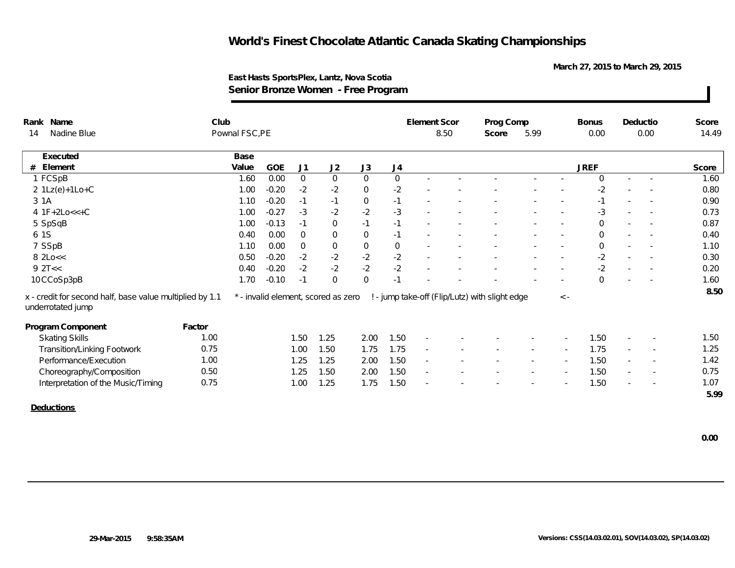# World's Finest Chocolate Atlantic Canada Skating Championships

March 27, 2015 to March 29, 2015

East Hasts SportsPlex, Lantz, Nova Scotia

**Senior Bronze Women - Free Program**

| Rank | Name | Club | Element Scor | Prog Comp Score | Bonus | Deductio | Score |
|---|---|---|---|---|---|---|---|
| 14 | Nadine Blue | Pownal FSC,PE | 8.50 | 5.99 | 0.00 | 0.00 | 14.49 |

| # | Executed Element | Base Value | GOE | J1 | J2 | J3 | J4 | | | | | | JREF | | | Score |
|---|---|---|---|---|---|---|---|---|---|---|---|---|---|---|---|---|
| 1 | FCSpB | 1.60 | 0.00 | 0 | 0 | 0 | 0 | - | - | - | - | - | 0 | - | - | 1.60 |
| 2 | 1Lz(e)+1Lo+C | 1.00 | -0.20 | -2 | -2 | 0 | -2 | - | - | - | - | - | -2 | - | - | 0.80 |
| 3 | 1A | 1.10 | -0.20 | -1 | -1 | 0 | -1 | - | - | - | - | - | -1 | - | - | 0.90 |
| 4 | 1F+2Lo<<+C | 1.00 | -0.27 | -3 | -2 | -2 | -3 | - | - | - | - | - | -3 | - | - | 0.73 |
| 5 | SpSqB | 1.00 | -0.13 | -1 | 0 | -1 | -1 | - | - | - | - | - | 0 | - | - | 0.87 |
| 6 | 1S | 0.40 | 0.00 | 0 | 0 | 0 | -1 | - | - | - | - | - | 0 | - | - | 0.40 |
| 7 | SSpB | 1.10 | 0.00 | 0 | 0 | 0 | 0 | - | - | - | - | - | 0 | - | - | 1.10 |
| 8 | 2Lo<< | 0.50 | -0.20 | -2 | -2 | -2 | -2 | - | - | - | - | - | -2 | - | - | 0.30 |
| 9 | 2T<< | 0.40 | -0.20 | -2 | -2 | -2 | -2 | - | - | - | - | - | -2 | - | - | 0.20 |
| 10 | CCoSp3pB | 1.70 | -0.10 | -1 | 0 | 0 | -1 | - | - | - | - | - | 0 | - | - | 1.60 |
| | | | | | | | | | | | | | | | | 8.50 |

x - credit for second half, base value multiplied by 1.1 * - invalid element, scored as zero ! - jump take-off (Flip/Lutz) with slight edge < - underrotated jump

| Program Component | Factor | J1 | J2 | J3 | J4 | | | | | | JREF | | | Score |
|---|---|---|---|---|---|---|---|---|---|---|---|---|---|---|
| Skating Skills | 1.00 | 1.50 | 1.25 | 2.00 | 1.50 | - | - | - | - | - | 1.50 | - | - | 1.50 |
| Transition/Linking Footwork | 0.75 | 1.00 | 1.50 | 1.75 | 1.75 | - | - | - | - | - | 1.75 | - | - | 1.25 |
| Performance/Execution | 1.00 | 1.25 | 1.25 | 2.00 | 1.50 | - | - | - | - | - | 1.50 | - | - | 1.42 |
| Choreography/Composition | 0.50 | 1.25 | 1.50 | 2.00 | 1.50 | - | - | - | - | - | 1.50 | - | - | 0.75 |
| Interpretation of the Music/Timing | 0.75 | 1.00 | 1.25 | 1.75 | 1.50 | - | - | - | - | - | 1.50 | - | - | 1.07 |
| | | | | | | | | | | | | | | 5.99 |

**Deductions**

0.00

29-Mar-2015 9:58:35AM

Versions: CSS(14.03.02.01), SOV(14.03.02), SP(14.03.02)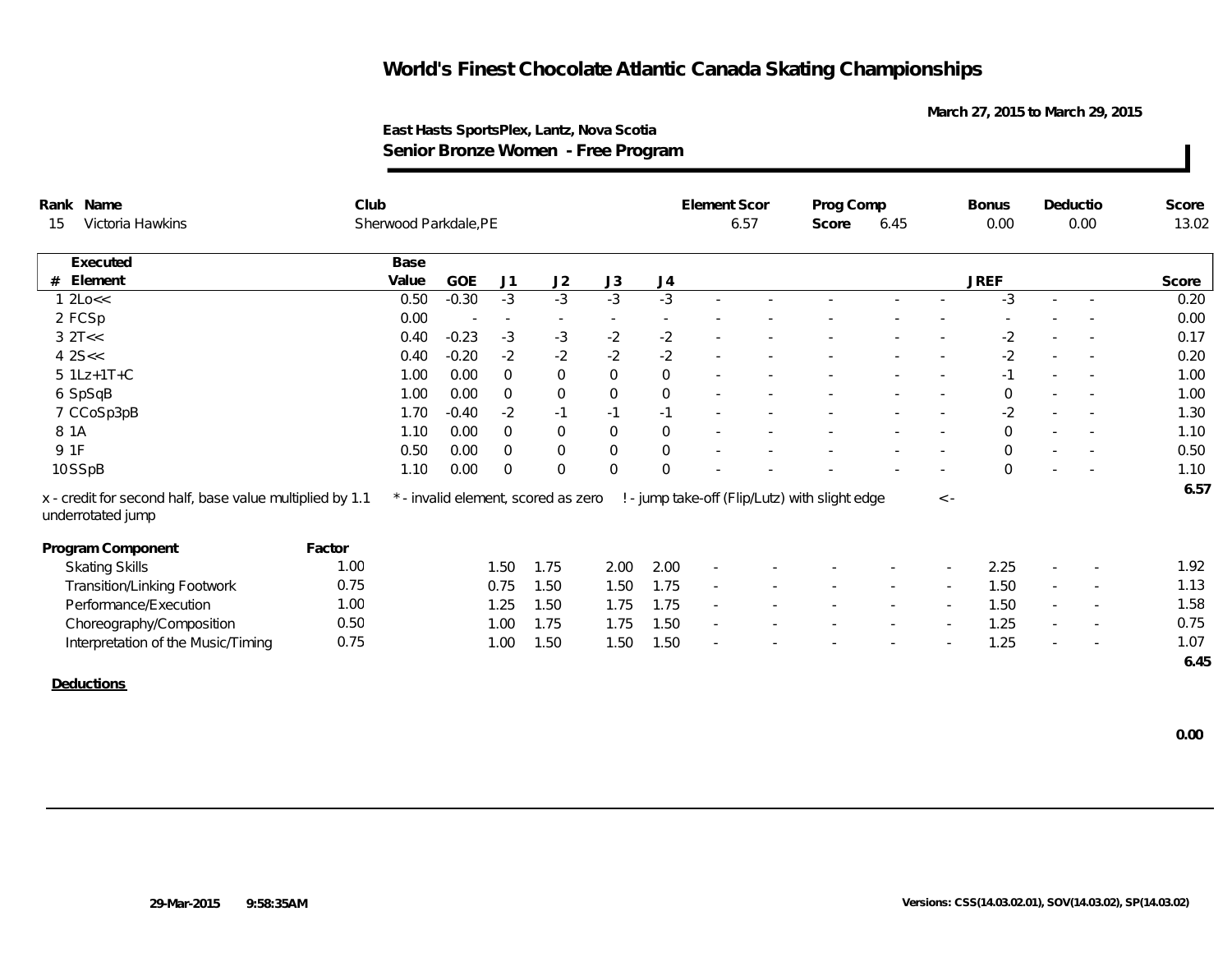# World's Finest Chocolate Atlantic Canada Skating Championships

March 27, 2015 to March 29, 2015

East Hasts SportsPlex, Lantz, Nova Scotia

## Senior Bronze Women - Free Program

| Rank | Name | Club | Element Scor | Prog Comp Score | Bonus | Deductio | Score |
|---|---|---|---|---|---|---|---|
| 15 | Victoria Hawkins | Sherwood Parkdale,PE | 6.57 | 6.45 | 0.00 | 0.00 | 13.02 |

| # | Executed Element | Base Value | GOE | J1 | J2 | J3 | J4 | | | | | | JREF | | | Score |
|---|---|---|---|---|---|---|---|---|---|---|---|---|---|---|---|---|
| 1 | 2Lo<< | 0.50 | -0.30 | -3 | -3 | -3 | -3 | - | - | - | - | - | -3 | - | - | 0.20 |
| 2 | FCSp | 0.00 | - | - | - | - | - | - | - | - | - | - | - | - | - | 0.00 |
| 3 | 2T<< | 0.40 | -0.23 | -3 | -3 | -2 | -2 | - | - | - | - | - | -2 | - | - | 0.17 |
| 4 | 2S<< | 0.40 | -0.20 | -2 | -2 | -2 | -2 | - | - | - | - | - | -2 | - | - | 0.20 |
| 5 | 1Lz+1T+C | 1.00 | 0.00 | 0 | 0 | 0 | 0 | - | - | - | - | - | -1 | - | - | 1.00 |
| 6 | SpSqB | 1.00 | 0.00 | 0 | 0 | 0 | 0 | - | - | - | - | - | 0 | - | - | 1.00 |
| 7 | CCoSp3pB | 1.70 | -0.40 | -2 | -1 | -1 | -1 | - | - | - | - | - | -2 | - | - | 1.30 |
| 8 | 1A | 1.10 | 0.00 | 0 | 0 | 0 | 0 | - | - | - | - | - | 0 | - | - | 1.10 |
| 9 | 1F | 0.50 | 0.00 | 0 | 0 | 0 | 0 | - | - | - | - | - | 0 | - | - | 0.50 |
| 10 | SSpB | 1.10 | 0.00 | 0 | 0 | 0 | 0 | - | - | - | - | - | 0 | - | - | 1.10 |
| | | | | | | | | | | | | | | | | 6.57 |

x - credit for second half, base value multiplied by 1.1 &nbsp;&nbsp; * - invalid element, scored as zero &nbsp;&nbsp; ! - jump take-off (Flip/Lutz) with slight edge &nbsp;&nbsp; <- underrotated jump

| Program Component | Factor | J1 | J2 | J3 | J4 | | | | | | JREF | | | Score |
|---|---|---|---|---|---|---|---|---|---|---|---|---|---|---|
| Skating Skills | 1.00 | 1.50 | 1.75 | 2.00 | 2.00 | - | - | - | - | - | 2.25 | - | - | 1.92 |
| Transition/Linking Footwork | 0.75 | 0.75 | 1.50 | 1.50 | 1.75 | - | - | - | - | - | 1.50 | - | - | 1.13 |
| Performance/Execution | 1.00 | 1.25 | 1.50 | 1.75 | 1.75 | - | - | - | - | - | 1.50 | - | - | 1.58 |
| Choreography/Composition | 0.50 | 1.00 | 1.75 | 1.75 | 1.50 | - | - | - | - | - | 1.25 | - | - | 0.75 |
| Interpretation of the Music/Timing | 0.75 | 1.00 | 1.50 | 1.50 | 1.50 | - | - | - | - | - | 1.25 | - | - | 1.07 |
| | | | | | | | | | | | | | | 6.45 |

**Deductions**

0.00

29-Mar-2015 9:58:35AM

Versions: CSS(14.03.02.01), SOV(14.03.02), SP(14.03.02)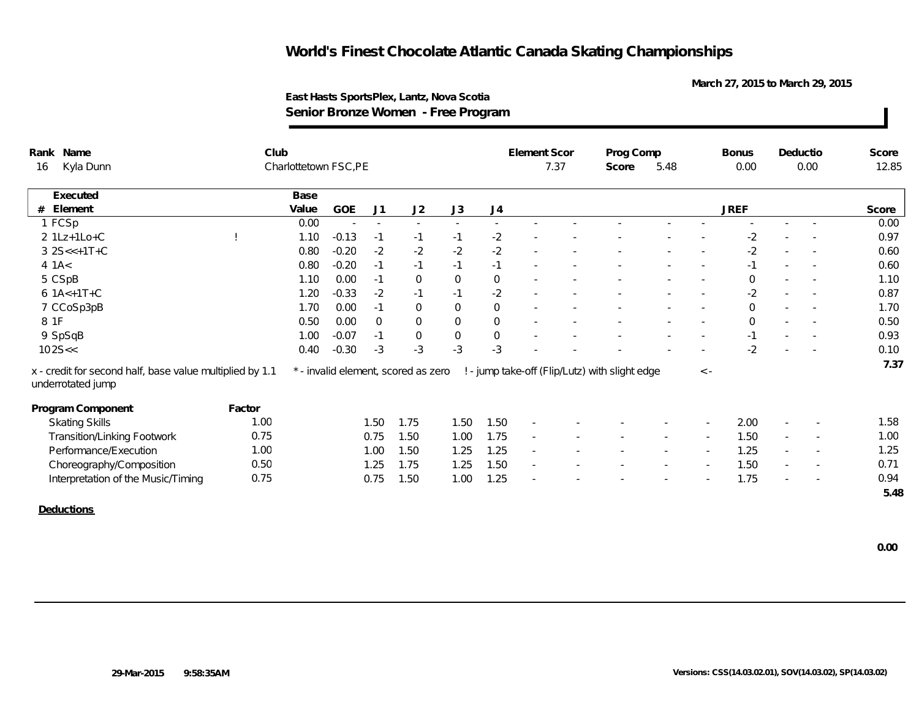# World's Finest Chocolate Atlantic Canada Skating Championships

March 27, 2015 to March 29, 2015

East Hasts SportsPlex, Lantz, Nova Scotia

**Senior Bronze Women - Free Program**

| Rank | Name | Club | Element Scor | Prog Comp Score | Bonus | Deductio | Score |
|---|---|---|---|---|---|---|---|
| 16 | Kyla Dunn | Charlottetown FSC,PE | 7.37 | 5.48 | 0.00 | 0.00 | 12.85 |

| # | Executed Element | | Base Value | GOE | J1 | J2 | J3 | J4 | | | | | | | JREF | | | Score |
|---|---|---|---|---|---|---|---|---|---|---|---|---|---|---|---|---|---|---|
| 1 | FCSp | | 0.00 | - | - | - | - | - | - | - | - | - | - | - | - | - | - | 0.00 |
| 2 | 1Lz+1Lo+C | ! | 1.10 | -0.13 | -1 | -1 | -1 | -2 | - | - | - | - | - | - | -2 | - | - | 0.97 |
| 3 | 2S<<+1T+C | | 0.80 | -0.20 | -2 | -2 | -2 | -2 | - | - | - | - | - | - | -2 | - | - | 0.60 |
| 4 | 1A< | | 0.80 | -0.20 | -1 | -1 | -1 | -1 | - | - | - | - | - | - | -1 | - | - | 0.60 |
| 5 | CSpB | | 1.10 | 0.00 | -1 | 0 | 0 | 0 | - | - | - | - | - | - | 0 | - | - | 1.10 |
| 6 | 1A<+1T+C | | 1.20 | -0.33 | -2 | -1 | -1 | -2 | - | - | - | - | - | - | -2 | - | - | 0.87 |
| 7 | CCoSp3pB | | 1.70 | 0.00 | -1 | 0 | 0 | 0 | - | - | - | - | - | - | 0 | - | - | 1.70 |
| 8 | 1F | | 0.50 | 0.00 | 0 | 0 | 0 | 0 | - | - | - | - | - | - | 0 | - | - | 0.50 |
| 9 | SpSqB | | 1.00 | -0.07 | -1 | 0 | 0 | 0 | - | - | - | - | - | - | -1 | - | - | 0.93 |
| 10 | 2S<< | | 0.40 | -0.30 | -3 | -3 | -3 | -3 | - | - | - | - | - | - | -2 | - | - | 0.10 |
| | | | | | | | | | | | | | | | | | | 7.37 |

x - credit for second half, base value multiplied by 1.1 &nbsp;&nbsp; * - invalid element, scored as zero &nbsp;&nbsp; ! - jump take-off (Flip/Lutz) with slight edge &nbsp;&nbsp; < - underrotated jump

| Program Component | Factor | J1 | J2 | J3 | J4 | | | | | | JREF | | | Score |
|---|---|---|---|---|---|---|---|---|---|---|---|---|---|---|
| Skating Skills | 1.00 | 1.50 | 1.75 | 1.50 | 1.50 | - | - | - | - | - | 2.00 | - | - | 1.58 |
| Transition/Linking Footwork | 0.75 | 0.75 | 1.50 | 1.00 | 1.75 | - | - | - | - | - | 1.50 | - | - | 1.00 |
| Performance/Execution | 1.00 | 1.00 | 1.50 | 1.25 | 1.25 | - | - | - | - | - | 1.25 | - | - | 1.25 |
| Choreography/Composition | 0.50 | 1.25 | 1.75 | 1.25 | 1.50 | - | - | - | - | - | 1.50 | - | - | 0.71 |
| Interpretation of the Music/Timing | 0.75 | 0.75 | 1.50 | 1.00 | 1.25 | - | - | - | - | - | 1.75 | - | - | 0.94 |
| | | | | | | | | | | | | | | 5.48 |

**Deductions**

0.00

29-Mar-2015 9:58:35AM

Versions: CSS(14.03.02.01), SOV(14.03.02), SP(14.03.02)